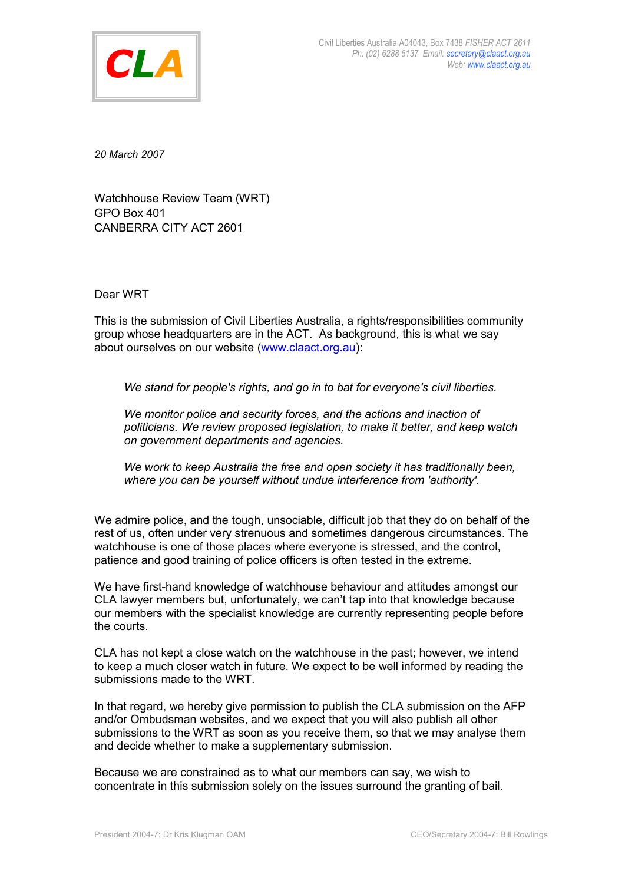CLA

Civil Liberties Australia A04043, Box 7438 *FISHER ACT 2611*
*Ph: (02) 6288 6137 Email: secretary@claact.org.au*
*Web: www.claact.org.au*

*20 March 2007*

Watchhouse Review Team (WRT)
GPO Box 401
CANBERRA CITY ACT 2601

Dear WRT

This is the submission of Civil Liberties Australia, a rights/responsibilities community group whose headquarters are in the ACT. As background, this is what we say about ourselves on our website (www.claact.org.au):

> *We stand for people's rights, and go in to bat for everyone's civil liberties.*
>
> *We monitor police and security forces, and the actions and inaction of politicians. We review proposed legislation, to make it better, and keep watch on government departments and agencies.*
>
> *We work to keep Australia the free and open society it has traditionally been, where you can be yourself without undue interference from 'authority'.*

We admire police, and the tough, unsociable, difficult job that they do on behalf of the rest of us, often under very strenuous and sometimes dangerous circumstances. The watchhouse is one of those places where everyone is stressed, and the control, patience and good training of police officers is often tested in the extreme.

We have first-hand knowledge of watchhouse behaviour and attitudes amongst our CLA lawyer members but, unfortunately, we can't tap into that knowledge because our members with the specialist knowledge are currently representing people before the courts.

CLA has not kept a close watch on the watchhouse in the past; however, we intend to keep a much closer watch in future. We expect to be well informed by reading the submissions made to the WRT.

In that regard, we hereby give permission to publish the CLA submission on the AFP and/or Ombudsman websites, and we expect that you will also publish all other submissions to the WRT as soon as you receive them, so that we may analyse them and decide whether to make a supplementary submission.

Because we are constrained as to what our members can say, we wish to concentrate in this submission solely on the issues surround the granting of bail.

President 2004-7: Dr Kris Klugman OAM CEO/Secretary 2004-7: Bill Rowlings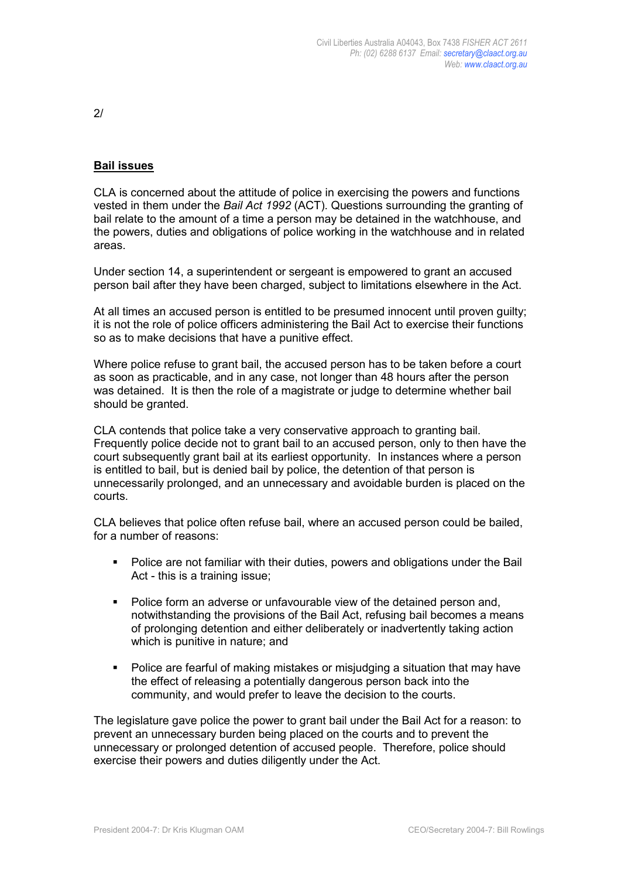## Bail issues

CLA is concerned about the attitude of police in exercising the powers and functions vested in them under the *Bail Act 1992* (ACT). Questions surrounding the granting of bail relate to the amount of a time a person may be detained in the watchhouse, and the powers, duties and obligations of police working in the watchhouse and in related areas.

Under section 14, a superintendent or sergeant is empowered to grant an accused person bail after they have been charged, subject to limitations elsewhere in the Act.

At all times an accused person is entitled to be presumed innocent until proven guilty; it is not the role of police officers administering the Bail Act to exercise their functions so as to make decisions that have a punitive effect.

Where police refuse to grant bail, the accused person has to be taken before a court as soon as practicable, and in any case, not longer than 48 hours after the person was detained. It is then the role of a magistrate or judge to determine whether bail should be granted.

CLA contends that police take a very conservative approach to granting bail. Frequently police decide not to grant bail to an accused person, only to then have the court subsequently grant bail at its earliest opportunity. In instances where a person is entitled to bail, but is denied bail by police, the detention of that person is unnecessarily prolonged, and an unnecessary and avoidable burden is placed on the courts.

CLA believes that police often refuse bail, where an accused person could be bailed, for a number of reasons:

- Police are not familiar with their duties, powers and obligations under the Bail Act - this is a training issue;
- Police form an adverse or unfavourable view of the detained person and, notwithstanding the provisions of the Bail Act, refusing bail becomes a means of prolonging detention and either deliberately or inadvertently taking action which is punitive in nature; and
- Police are fearful of making mistakes or misjudging a situation that may have the effect of releasing a potentially dangerous person back into the community, and would prefer to leave the decision to the courts.

The legislature gave police the power to grant bail under the Bail Act for a reason: to prevent an unnecessary burden being placed on the courts and to prevent the unnecessary or prolonged detention of accused people. Therefore, police should exercise their powers and duties diligently under the Act.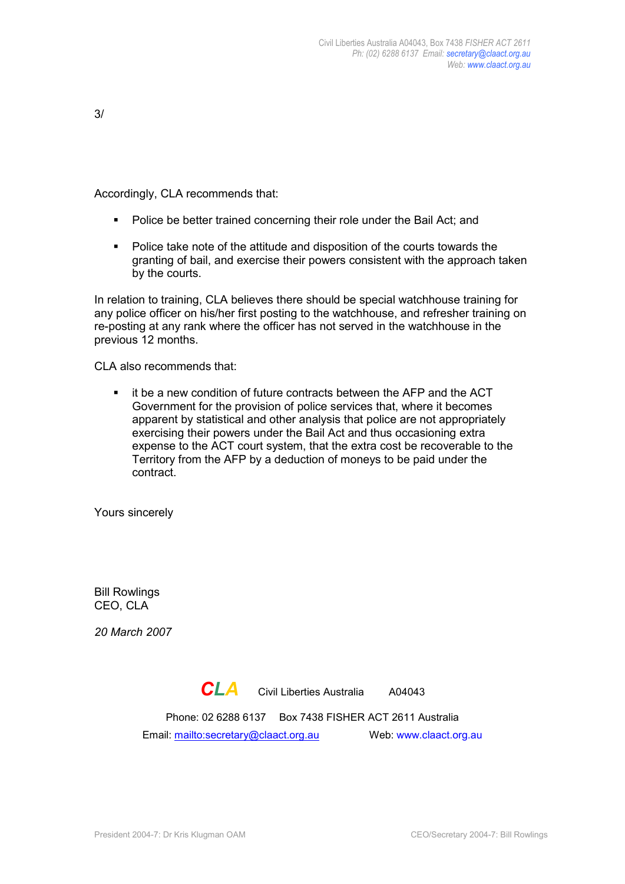Accordingly, CLA recommends that:

- Police be better trained concerning their role under the Bail Act; and
- Police take note of the attitude and disposition of the courts towards the granting of bail, and exercise their powers consistent with the approach taken by the courts.

In relation to training, CLA believes there should be special watchhouse training for any police officer on his/her first posting to the watchhouse, and refresher training on re-posting at any rank where the officer has not served in the watchhouse in the previous 12 months.

CLA also recommends that:

- it be a new condition of future contracts between the AFP and the ACT Government for the provision of police services that, where it becomes apparent by statistical and other analysis that police are not appropriately exercising their powers under the Bail Act and thus occasioning extra expense to the ACT court system, that the extra cost be recoverable to the Territory from the AFP by a deduction of moneys to be paid under the contract.

Yours sincerely

Bill Rowlings
CEO, CLA

*20 March 2007*

**CLA** Civil Liberties Australia A04043

Phone: 02 6288 6137 Box 7438 FISHER ACT 2611 Australia
Email: mailto:secretary@claact.org.au Web: www.claact.org.au